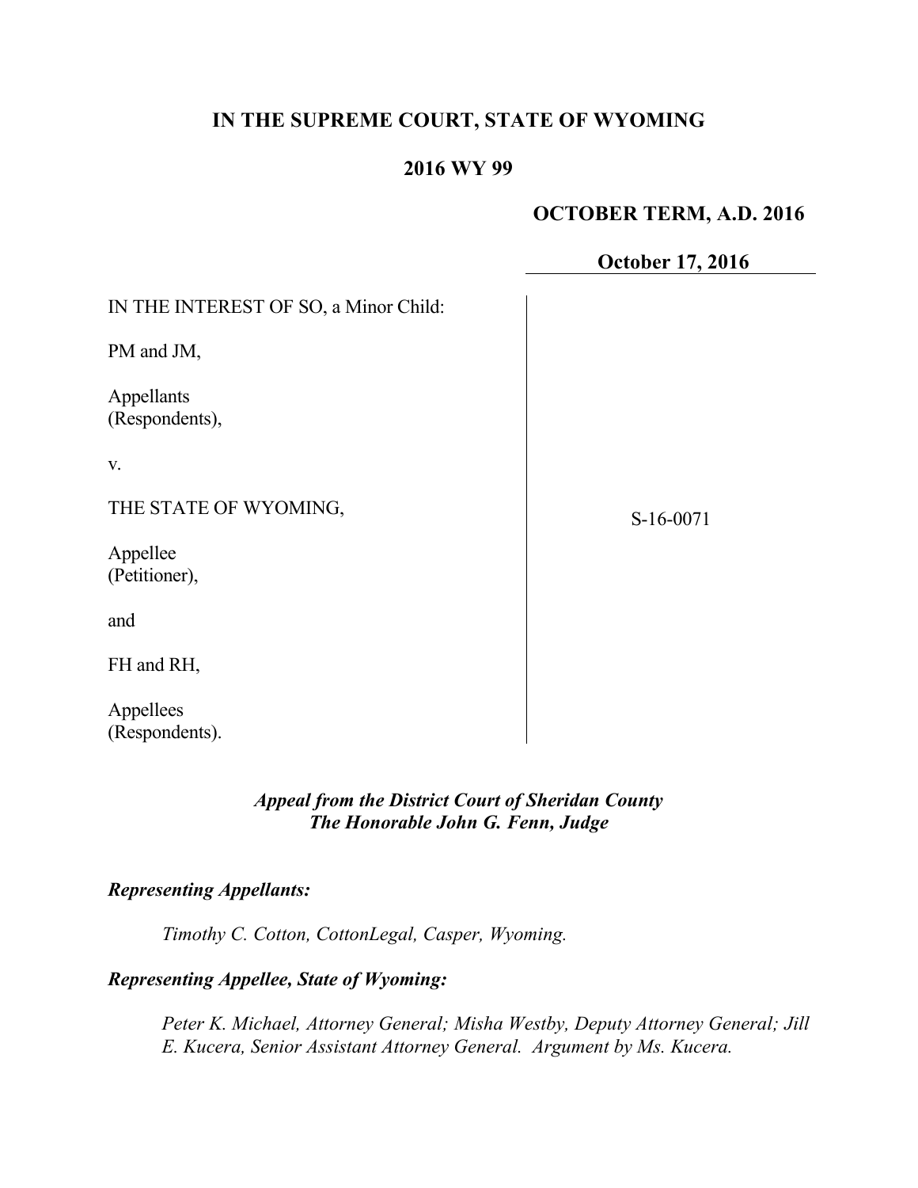# IN THE SUPREME COURT, STATE OF WYOMING

## 2016 WY 99

**OCTOBER TERM, A.D. 2016**

**October 17, 2016**

| | |
|---|---|
| IN THE INTEREST OF SO, a Minor Child:<br><br>PM and JM,<br><br>Appellants<br>(Respondents),<br><br>v.<br><br>THE STATE OF WYOMING,<br><br>Appellee<br>(Petitioner),<br><br>and<br><br>FH and RH,<br><br>Appellees<br>(Respondents). | S-16-0071 |

***Appeal from the District Court of Sheridan County***
***The Honorable John G. Fenn, Judge***

***Representing Appellants:***

*Timothy C. Cotton, CottonLegal, Casper, Wyoming.*

***Representing Appellee, State of Wyoming:***

*Peter K. Michael, Attorney General; Misha Westby, Deputy Attorney General; Jill E. Kucera, Senior Assistant Attorney General. Argument by Ms. Kucera.*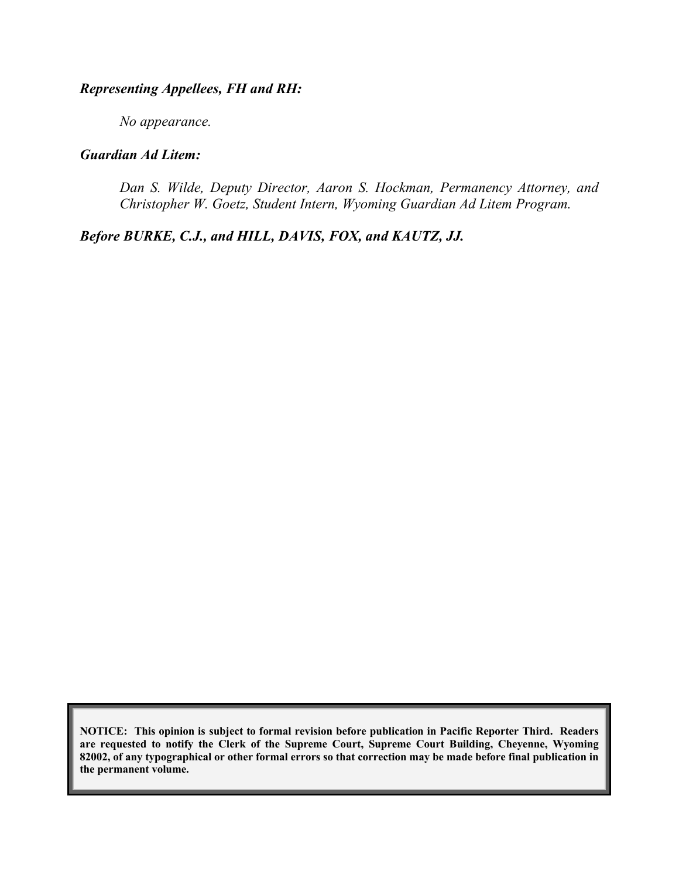***Representing Appellees, FH and RH:***

*No appearance.*

***Guardian Ad Litem:***

*Dan S. Wilde, Deputy Director, Aaron S. Hockman, Permanency Attorney, and Christopher W. Goetz, Student Intern, Wyoming Guardian Ad Litem Program.*

***Before BURKE, C.J., and HILL, DAVIS, FOX, and KAUTZ, JJ.***

**NOTICE: This opinion is subject to formal revision before publication in Pacific Reporter Third. Readers are requested to notify the Clerk of the Supreme Court, Supreme Court Building, Cheyenne, Wyoming 82002, of any typographical or other formal errors so that correction may be made before final publication in the permanent volume.**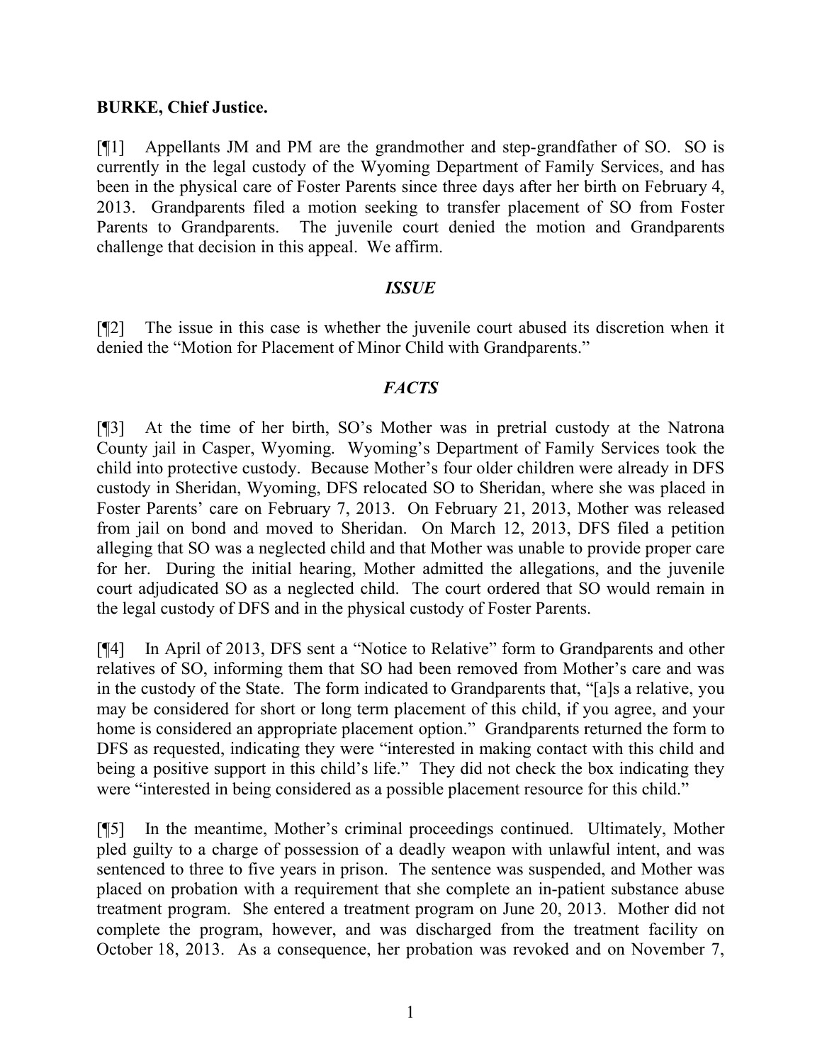**BURKE, Chief Justice.**

[¶1] Appellants JM and PM are the grandmother and step-grandfather of SO. SO is currently in the legal custody of the Wyoming Department of Family Services, and has been in the physical care of Foster Parents since three days after her birth on February 4, 2013. Grandparents filed a motion seeking to transfer placement of SO from Foster Parents to Grandparents. The juvenile court denied the motion and Grandparents challenge that decision in this appeal. We affirm.

## *ISSUE*

[¶2] The issue in this case is whether the juvenile court abused its discretion when it denied the "Motion for Placement of Minor Child with Grandparents."

## *FACTS*

[¶3] At the time of her birth, SO's Mother was in pretrial custody at the Natrona County jail in Casper, Wyoming. Wyoming's Department of Family Services took the child into protective custody. Because Mother's four older children were already in DFS custody in Sheridan, Wyoming, DFS relocated SO to Sheridan, where she was placed in Foster Parents' care on February 7, 2013. On February 21, 2013, Mother was released from jail on bond and moved to Sheridan. On March 12, 2013, DFS filed a petition alleging that SO was a neglected child and that Mother was unable to provide proper care for her. During the initial hearing, Mother admitted the allegations, and the juvenile court adjudicated SO as a neglected child. The court ordered that SO would remain in the legal custody of DFS and in the physical custody of Foster Parents.

[¶4] In April of 2013, DFS sent a "Notice to Relative" form to Grandparents and other relatives of SO, informing them that SO had been removed from Mother's care and was in the custody of the State. The form indicated to Grandparents that, "[a]s a relative, you may be considered for short or long term placement of this child, if you agree, and your home is considered an appropriate placement option." Grandparents returned the form to DFS as requested, indicating they were "interested in making contact with this child and being a positive support in this child's life." They did not check the box indicating they were "interested in being considered as a possible placement resource for this child."

[¶5] In the meantime, Mother's criminal proceedings continued. Ultimately, Mother pled guilty to a charge of possession of a deadly weapon with unlawful intent, and was sentenced to three to five years in prison. The sentence was suspended, and Mother was placed on probation with a requirement that she complete an in-patient substance abuse treatment program. She entered a treatment program on June 20, 2013. Mother did not complete the program, however, and was discharged from the treatment facility on October 18, 2013. As a consequence, her probation was revoked and on November 7,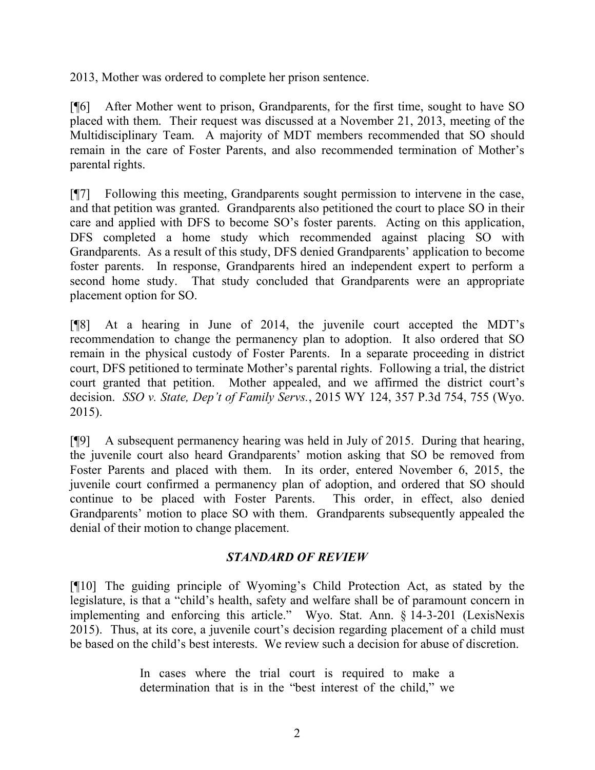2013, Mother was ordered to complete her prison sentence.

[¶6] After Mother went to prison, Grandparents, for the first time, sought to have SO placed with them. Their request was discussed at a November 21, 2013, meeting of the Multidisciplinary Team. A majority of MDT members recommended that SO should remain in the care of Foster Parents, and also recommended termination of Mother's parental rights.

[¶7] Following this meeting, Grandparents sought permission to intervene in the case, and that petition was granted. Grandparents also petitioned the court to place SO in their care and applied with DFS to become SO's foster parents. Acting on this application, DFS completed a home study which recommended against placing SO with Grandparents. As a result of this study, DFS denied Grandparents' application to become foster parents. In response, Grandparents hired an independent expert to perform a second home study. That study concluded that Grandparents were an appropriate placement option for SO.

[¶8] At a hearing in June of 2014, the juvenile court accepted the MDT's recommendation to change the permanency plan to adoption. It also ordered that SO remain in the physical custody of Foster Parents. In a separate proceeding in district court, DFS petitioned to terminate Mother's parental rights. Following a trial, the district court granted that petition. Mother appealed, and we affirmed the district court's decision. *SSO v. State, Dep't of Family Servs.*, 2015 WY 124, 357 P.3d 754, 755 (Wyo. 2015).

[¶9] A subsequent permanency hearing was held in July of 2015. During that hearing, the juvenile court also heard Grandparents' motion asking that SO be removed from Foster Parents and placed with them. In its order, entered November 6, 2015, the juvenile court confirmed a permanency plan of adoption, and ordered that SO should continue to be placed with Foster Parents. This order, in effect, also denied Grandparents' motion to place SO with them. Grandparents subsequently appealed the denial of their motion to change placement.

## *STANDARD OF REVIEW*

[¶10] The guiding principle of Wyoming's Child Protection Act, as stated by the legislature, is that a "child's health, safety and welfare shall be of paramount concern in implementing and enforcing this article." Wyo. Stat. Ann. § 14-3-201 (LexisNexis 2015). Thus, at its core, a juvenile court's decision regarding placement of a child must be based on the child's best interests. We review such a decision for abuse of discretion.

> In cases where the trial court is required to make a determination that is in the "best interest of the child," we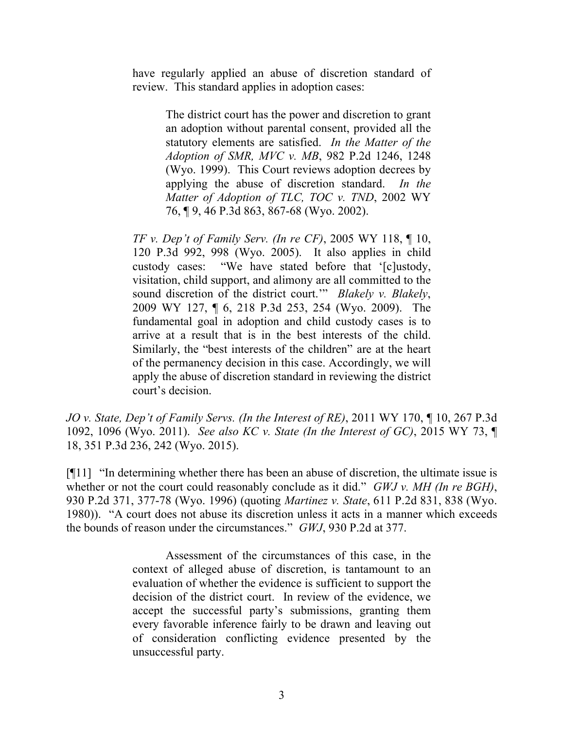have regularly applied an abuse of discretion standard of review. This standard applies in adoption cases:

> The district court has the power and discretion to grant an adoption without parental consent, provided all the statutory elements are satisfied. *In the Matter of the Adoption of SMR, MVC v. MB*, 982 P.2d 1246, 1248 (Wyo. 1999). This Court reviews adoption decrees by applying the abuse of discretion standard. *In the Matter of Adoption of TLC, TOC v. TND*, 2002 WY 76, ¶ 9, 46 P.3d 863, 867-68 (Wyo. 2002).

*TF v. Dep't of Family Serv. (In re CF)*, 2005 WY 118, ¶ 10, 120 P.3d 992, 998 (Wyo. 2005). It also applies in child custody cases: "We have stated before that '[c]ustody, visitation, child support, and alimony are all committed to the sound discretion of the district court.'" *Blakely v. Blakely*, 2009 WY 127, ¶ 6, 218 P.3d 253, 254 (Wyo. 2009). The fundamental goal in adoption and child custody cases is to arrive at a result that is in the best interests of the child. Similarly, the "best interests of the children" are at the heart of the permanency decision in this case. Accordingly, we will apply the abuse of discretion standard in reviewing the district court's decision.

*JO v. State, Dep't of Family Servs. (In the Interest of RE)*, 2011 WY 170, ¶ 10, 267 P.3d 1092, 1096 (Wyo. 2011). *See also KC v. State (In the Interest of GC)*, 2015 WY 73, ¶ 18, 351 P.3d 236, 242 (Wyo. 2015).

[¶11] "In determining whether there has been an abuse of discretion, the ultimate issue is whether or not the court could reasonably conclude as it did." *GWJ v. MH (In re BGH)*, 930 P.2d 371, 377-78 (Wyo. 1996) (quoting *Martinez v. State*, 611 P.2d 831, 838 (Wyo. 1980)). "A court does not abuse its discretion unless it acts in a manner which exceeds the bounds of reason under the circumstances." *GWJ*, 930 P.2d at 377.

> Assessment of the circumstances of this case, in the context of alleged abuse of discretion, is tantamount to an evaluation of whether the evidence is sufficient to support the decision of the district court. In review of the evidence, we accept the successful party's submissions, granting them every favorable inference fairly to be drawn and leaving out of consideration conflicting evidence presented by the unsuccessful party.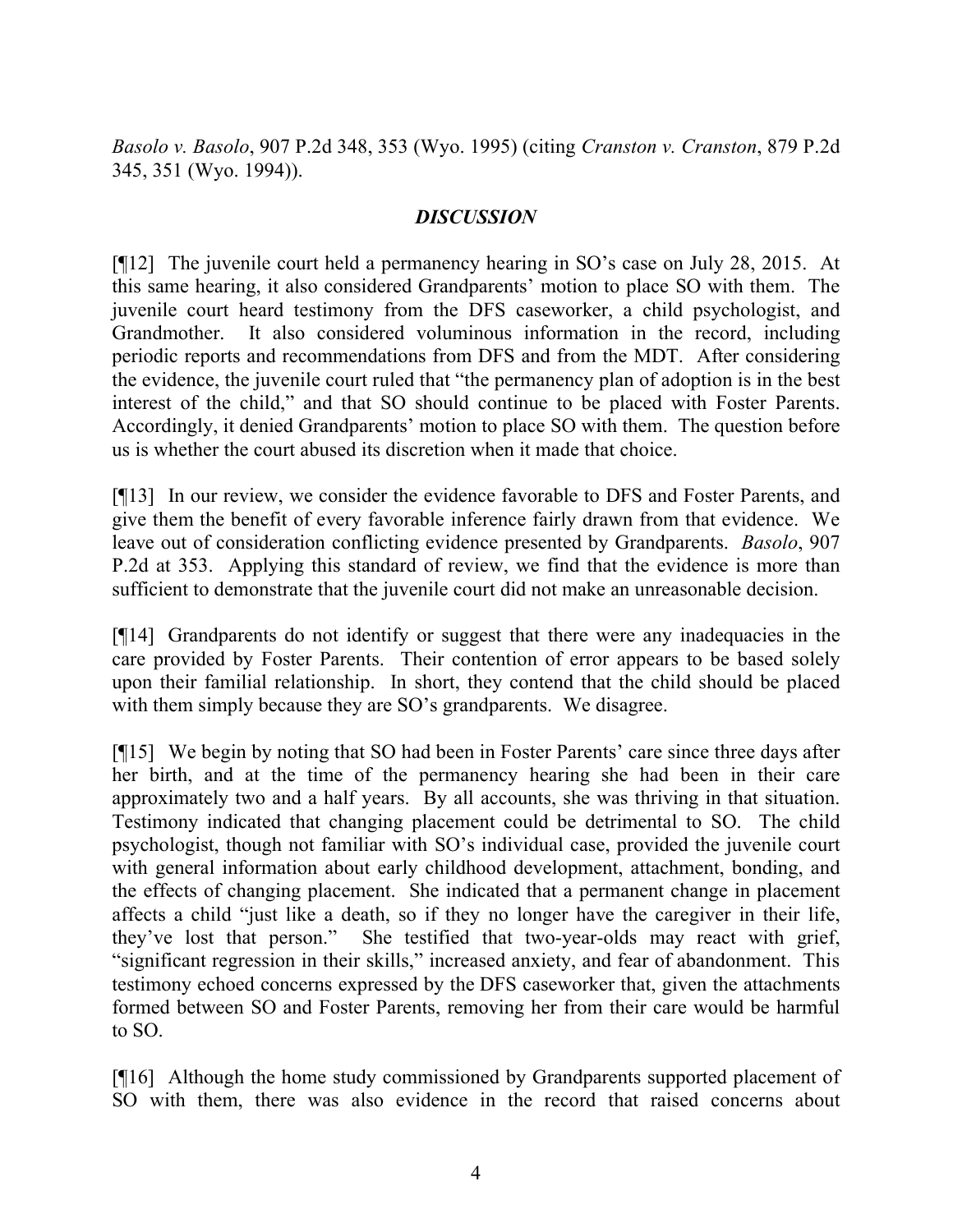*Basolo v. Basolo*, 907 P.2d 348, 353 (Wyo. 1995) (citing *Cranston v. Cranston*, 879 P.2d 345, 351 (Wyo. 1994)).

## *DISCUSSION*

[¶12] The juvenile court held a permanency hearing in SO's case on July 28, 2015. At this same hearing, it also considered Grandparents' motion to place SO with them. The juvenile court heard testimony from the DFS caseworker, a child psychologist, and Grandmother. It also considered voluminous information in the record, including periodic reports and recommendations from DFS and from the MDT. After considering the evidence, the juvenile court ruled that "the permanency plan of adoption is in the best interest of the child," and that SO should continue to be placed with Foster Parents. Accordingly, it denied Grandparents' motion to place SO with them. The question before us is whether the court abused its discretion when it made that choice.

[¶13] In our review, we consider the evidence favorable to DFS and Foster Parents, and give them the benefit of every favorable inference fairly drawn from that evidence. We leave out of consideration conflicting evidence presented by Grandparents. *Basolo*, 907 P.2d at 353. Applying this standard of review, we find that the evidence is more than sufficient to demonstrate that the juvenile court did not make an unreasonable decision.

[¶14] Grandparents do not identify or suggest that there were any inadequacies in the care provided by Foster Parents. Their contention of error appears to be based solely upon their familial relationship. In short, they contend that the child should be placed with them simply because they are SO's grandparents. We disagree.

[¶15] We begin by noting that SO had been in Foster Parents' care since three days after her birth, and at the time of the permanency hearing she had been in their care approximately two and a half years. By all accounts, she was thriving in that situation. Testimony indicated that changing placement could be detrimental to SO. The child psychologist, though not familiar with SO's individual case, provided the juvenile court with general information about early childhood development, attachment, bonding, and the effects of changing placement. She indicated that a permanent change in placement affects a child "just like a death, so if they no longer have the caregiver in their life, they've lost that person." She testified that two-year-olds may react with grief, "significant regression in their skills," increased anxiety, and fear of abandonment. This testimony echoed concerns expressed by the DFS caseworker that, given the attachments formed between SO and Foster Parents, removing her from their care would be harmful to SO.

[¶16] Although the home study commissioned by Grandparents supported placement of SO with them, there was also evidence in the record that raised concerns about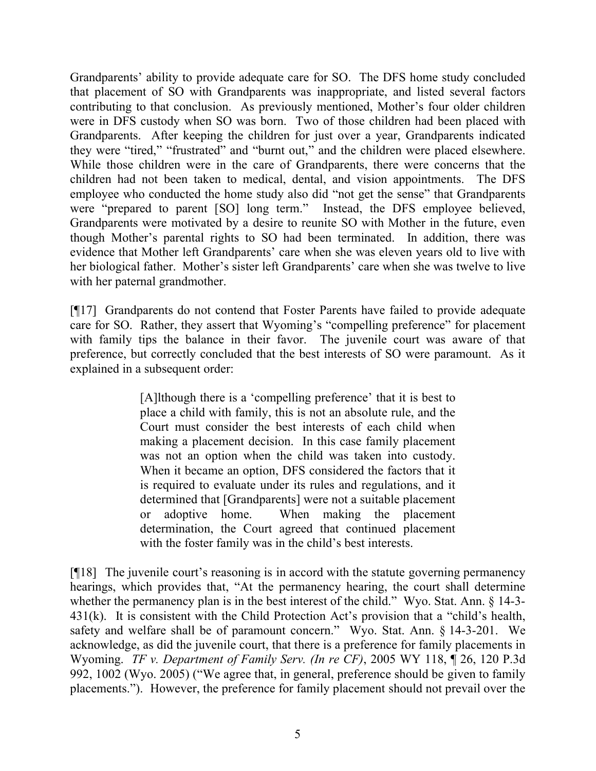Grandparents' ability to provide adequate care for SO. The DFS home study concluded that placement of SO with Grandparents was inappropriate, and listed several factors contributing to that conclusion. As previously mentioned, Mother's four older children were in DFS custody when SO was born. Two of those children had been placed with Grandparents. After keeping the children for just over a year, Grandparents indicated they were "tired," "frustrated" and "burnt out," and the children were placed elsewhere. While those children were in the care of Grandparents, there were concerns that the children had not been taken to medical, dental, and vision appointments. The DFS employee who conducted the home study also did "not get the sense" that Grandparents were "prepared to parent [SO] long term." Instead, the DFS employee believed, Grandparents were motivated by a desire to reunite SO with Mother in the future, even though Mother's parental rights to SO had been terminated. In addition, there was evidence that Mother left Grandparents' care when she was eleven years old to live with her biological father. Mother's sister left Grandparents' care when she was twelve to live with her paternal grandmother.

[¶17] Grandparents do not contend that Foster Parents have failed to provide adequate care for SO. Rather, they assert that Wyoming's "compelling preference" for placement with family tips the balance in their favor. The juvenile court was aware of that preference, but correctly concluded that the best interests of SO were paramount. As it explained in a subsequent order:

> [A]lthough there is a 'compelling preference' that it is best to place a child with family, this is not an absolute rule, and the Court must consider the best interests of each child when making a placement decision. In this case family placement was not an option when the child was taken into custody. When it became an option, DFS considered the factors that it is required to evaluate under its rules and regulations, and it determined that [Grandparents] were not a suitable placement or adoptive home. When making the placement determination, the Court agreed that continued placement with the foster family was in the child's best interests.

[¶18] The juvenile court's reasoning is in accord with the statute governing permanency hearings, which provides that, "At the permanency hearing, the court shall determine whether the permanency plan is in the best interest of the child." Wyo. Stat. Ann. § 14-3-431(k). It is consistent with the Child Protection Act's provision that a "child's health, safety and welfare shall be of paramount concern." Wyo. Stat. Ann. § 14-3-201. We acknowledge, as did the juvenile court, that there is a preference for family placements in Wyoming. *TF v. Department of Family Serv. (In re CF)*, 2005 WY 118, ¶ 26, 120 P.3d 992, 1002 (Wyo. 2005) ("We agree that, in general, preference should be given to family placements."). However, the preference for family placement should not prevail over the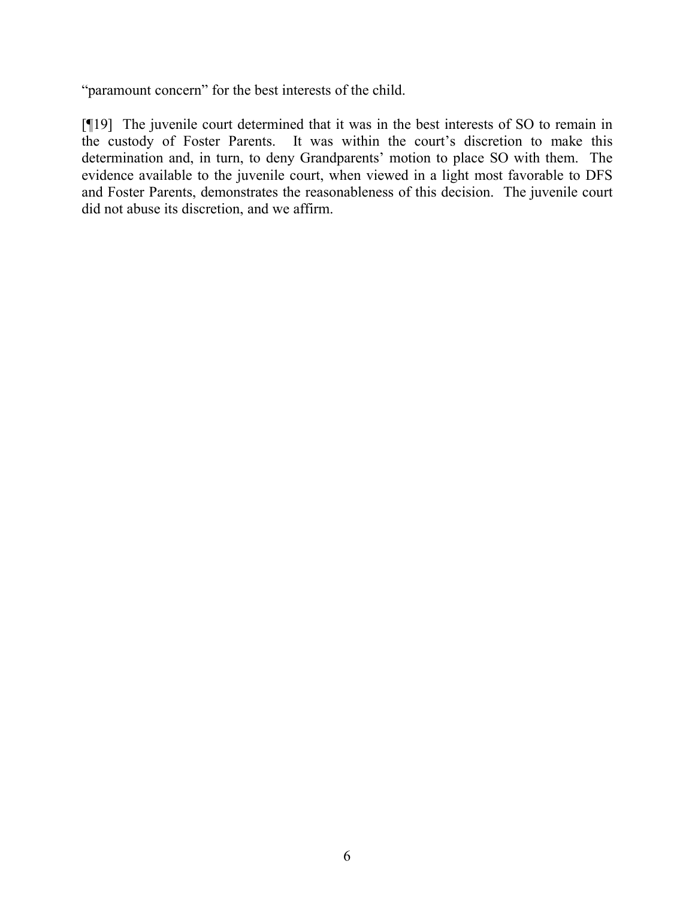"paramount concern" for the best interests of the child.

[¶19] The juvenile court determined that it was in the best interests of SO to remain in the custody of Foster Parents. It was within the court's discretion to make this determination and, in turn, to deny Grandparents' motion to place SO with them. The evidence available to the juvenile court, when viewed in a light most favorable to DFS and Foster Parents, demonstrates the reasonableness of this decision. The juvenile court did not abuse its discretion, and we affirm.